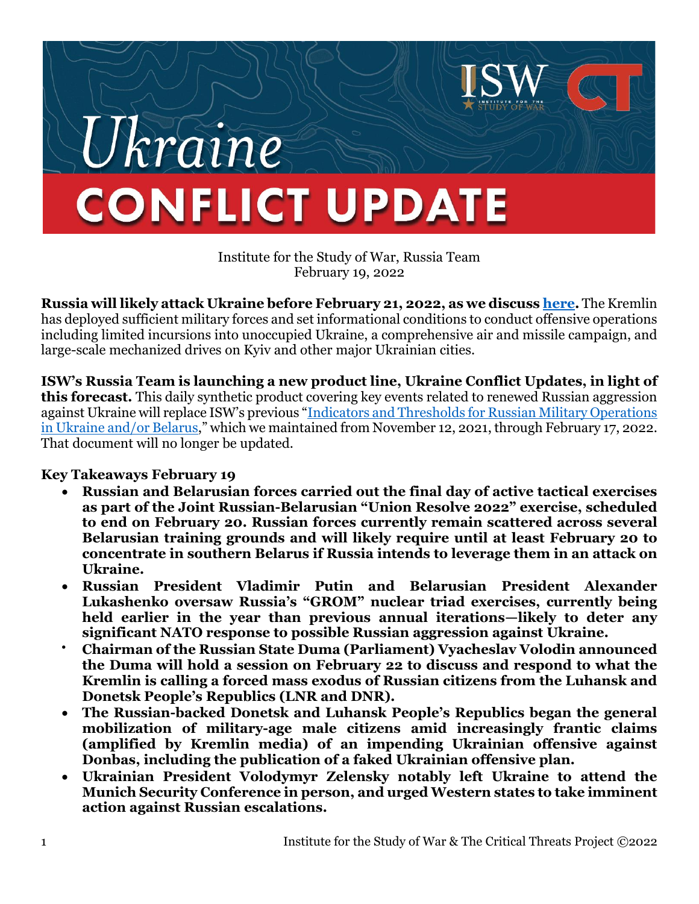# Ukraine

# CONFLICT UPDATE

Institute for the Study of War, Russia Team
February 19, 2022

**Russia will likely attack Ukraine before February 21, 2022, as we discuss [here](here).** The Kremlin has deployed sufficient military forces and set informational conditions to conduct offensive operations including limited incursions into unoccupied Ukraine, a comprehensive air and missile campaign, and large-scale mechanized drives on Kyiv and other major Ukrainian cities.

**ISW's Russia Team is launching a new product line, Ukraine Conflict Updates, in light of this forecast.** This daily synthetic product covering key events related to renewed Russian aggression against Ukraine will replace ISW's previous "[Indicators and Thresholds for Russian Military Operations in Ukraine and/or Belarus](Indicators and Thresholds for Russian Military Operations in Ukraine and/or Belarus)," which we maintained from November 12, 2021, through February 17, 2022. That document will no longer be updated.

**Key Takeaways February 19**

- **Russian and Belarusian forces carried out the final day of active tactical exercises as part of the Joint Russian-Belarusian "Union Resolve 2022" exercise, scheduled to end on February 20. Russian forces currently remain scattered across several Belarusian training grounds and will likely require until at least February 20 to concentrate in southern Belarus if Russia intends to leverage them in an attack on Ukraine.**
- **Russian President Vladimir Putin and Belarusian President Alexander Lukashenko oversaw Russia's "GROM" nuclear triad exercises, currently being held earlier in the year than previous annual iterations—likely to deter any significant NATO response to possible Russian aggression against Ukraine.**
- **Chairman of the Russian State Duma (Parliament) Vyacheslav Volodin announced the Duma will hold a session on February 22 to discuss and respond to what the Kremlin is calling a forced mass exodus of Russian citizens from the Luhansk and Donetsk People's Republics (LNR and DNR).**
- **The Russian-backed Donetsk and Luhansk People's Republics began the general mobilization of military-age male citizens amid increasingly frantic claims (amplified by Kremlin media) of an impending Ukrainian offensive against Donbas, including the publication of a faked Ukrainian offensive plan.**
- **Ukrainian President Volodymyr Zelensky notably left Ukraine to attend the Munich Security Conference in person, and urged Western states to take imminent action against Russian escalations.**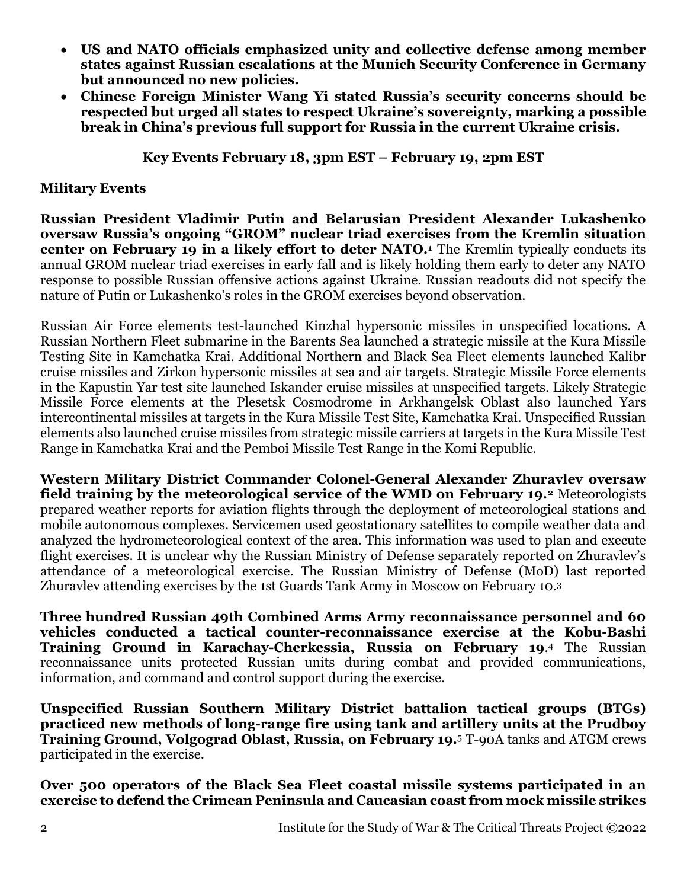- **US and NATO officials emphasized unity and collective defense among member states against Russian escalations at the Munich Security Conference in Germany but announced no new policies.**
- **Chinese Foreign Minister Wang Yi stated Russia's security concerns should be respected but urged all states to respect Ukraine's sovereignty, marking a possible break in China's previous full support for Russia in the current Ukraine crisis.**

**Key Events February 18, 3pm EST – February 19, 2pm EST**

**Military Events**

**Russian President Vladimir Putin and Belarusian President Alexander Lukashenko oversaw Russia's ongoing "GROM" nuclear triad exercises from the Kremlin situation center on February 19 in a likely effort to deter NATO.**[1] The Kremlin typically conducts its annual GROM nuclear triad exercises in early fall and is likely holding them early to deter any NATO response to possible Russian offensive actions against Ukraine. Russian readouts did not specify the nature of Putin or Lukashenko's roles in the GROM exercises beyond observation.

Russian Air Force elements test-launched Kinzhal hypersonic missiles in unspecified locations. A Russian Northern Fleet submarine in the Barents Sea launched a strategic missile at the Kura Missile Testing Site in Kamchatka Krai. Additional Northern and Black Sea Fleet elements launched Kalibr cruise missiles and Zirkon hypersonic missiles at sea and air targets. Strategic Missile Force elements in the Kapustin Yar test site launched Iskander cruise missiles at unspecified targets. Likely Strategic Missile Force elements at the Plesetsk Cosmodrome in Arkhangelsk Oblast also launched Yars intercontinental missiles at targets in the Kura Missile Test Site, Kamchatka Krai. Unspecified Russian elements also launched cruise missiles from strategic missile carriers at targets in the Kura Missile Test Range in Kamchatka Krai and the Pemboi Missile Test Range in the Komi Republic.

**Western Military District Commander Colonel-General Alexander Zhuravlev oversaw field training by the meteorological service of the WMD on February 19.**[2] Meteorologists prepared weather reports for aviation flights through the deployment of meteorological stations and mobile autonomous complexes. Servicemen used geostationary satellites to compile weather data and analyzed the hydrometeorological context of the area. This information was used to plan and execute flight exercises. It is unclear why the Russian Ministry of Defense separately reported on Zhuravlev's attendance of a meteorological exercise. The Russian Ministry of Defense (MoD) last reported Zhuravlev attending exercises by the 1st Guards Tank Army in Moscow on February 10.[3]

**Three hundred Russian 49th Combined Arms Army reconnaissance personnel and 60 vehicles conducted a tactical counter-reconnaissance exercise at the Kobu-Bashi Training Ground in Karachay-Cherkessia, Russia on February 19**.[4] The Russian reconnaissance units protected Russian units during combat and provided communications, information, and command and control support during the exercise.

**Unspecified Russian Southern Military District battalion tactical groups (BTGs) practiced new methods of long-range fire using tank and artillery units at the Prudboy Training Ground, Volgograd Oblast, Russia, on February 19.**[5] T-90A tanks and ATGM crews participated in the exercise.

**Over 500 operators of the Black Sea Fleet coastal missile systems participated in an exercise to defend the Crimean Peninsula and Caucasian coast from mock missile strikes**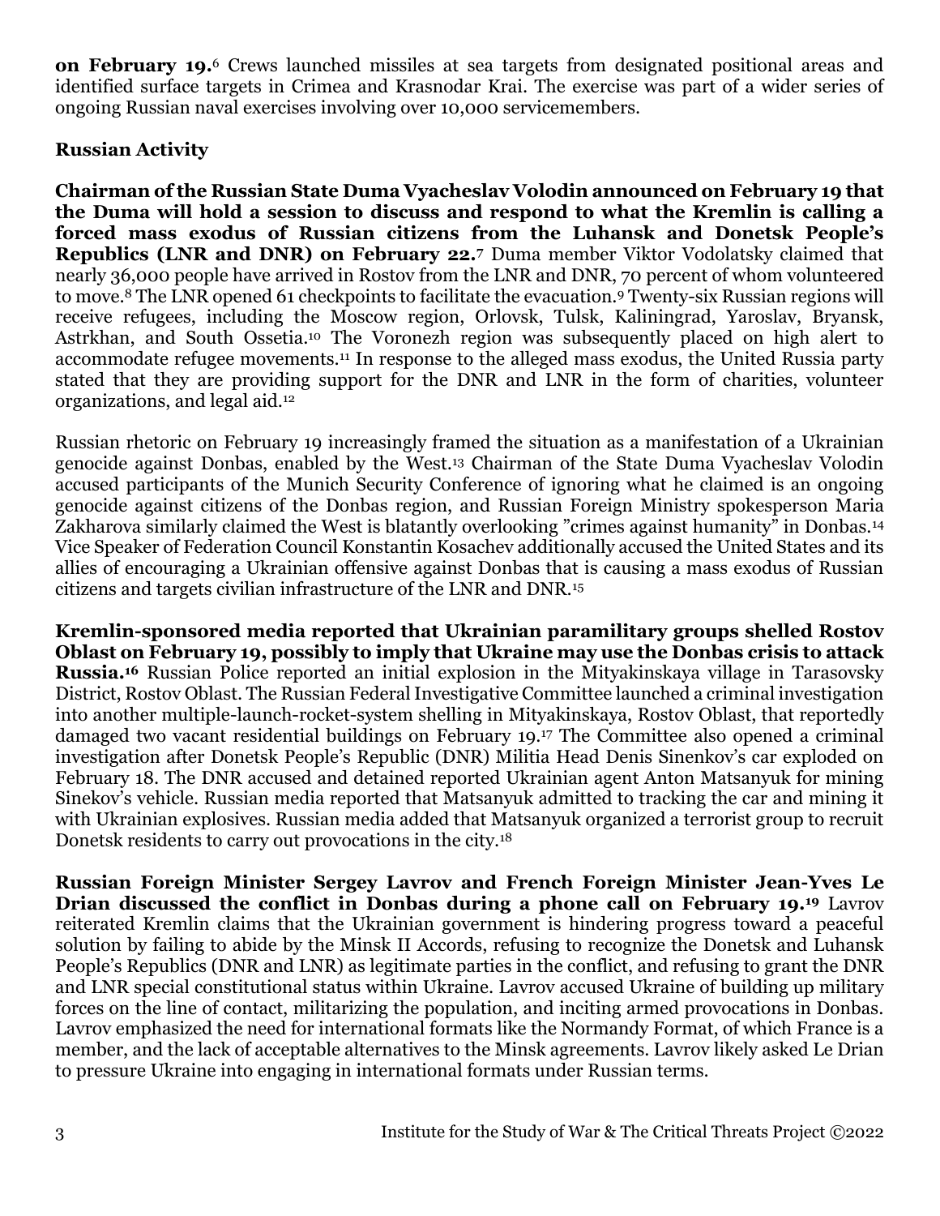**on February 19.**[6] Crews launched missiles at sea targets from designated positional areas and identified surface targets in Crimea and Krasnodar Krai. The exercise was part of a wider series of ongoing Russian naval exercises involving over 10,000 servicemembers.

**Russian Activity**

**Chairman of the Russian State Duma Vyacheslav Volodin announced on February 19 that the Duma will hold a session to discuss and respond to what the Kremlin is calling a forced mass exodus of Russian citizens from the Luhansk and Donetsk People's Republics (LNR and DNR) on February 22.**[7] Duma member Viktor Vodolatsky claimed that nearly 36,000 people have arrived in Rostov from the LNR and DNR, 70 percent of whom volunteered to move.[8] The LNR opened 61 checkpoints to facilitate the evacuation.[9] Twenty-six Russian regions will receive refugees, including the Moscow region, Orlovsk, Tulsk, Kaliningrad, Yaroslav, Bryansk, Astrkhan, and South Ossetia.[10] The Voronezh region was subsequently placed on high alert to accommodate refugee movements.[11] In response to the alleged mass exodus, the United Russia party stated that they are providing support for the DNR and LNR in the form of charities, volunteer organizations, and legal aid.[12]

Russian rhetoric on February 19 increasingly framed the situation as a manifestation of a Ukrainian genocide against Donbas, enabled by the West.[13] Chairman of the State Duma Vyacheslav Volodin accused participants of the Munich Security Conference of ignoring what he claimed is an ongoing genocide against citizens of the Donbas region, and Russian Foreign Ministry spokesperson Maria Zakharova similarly claimed the West is blatantly overlooking "crimes against humanity" in Donbas.[14] Vice Speaker of Federation Council Konstantin Kosachev additionally accused the United States and its allies of encouraging a Ukrainian offensive against Donbas that is causing a mass exodus of Russian citizens and targets civilian infrastructure of the LNR and DNR.[15]

**Kremlin-sponsored media reported that Ukrainian paramilitary groups shelled Rostov Oblast on February 19, possibly to imply that Ukraine may use the Donbas crisis to attack Russia.**[16] Russian Police reported an initial explosion in the Mityakinskaya village in Tarasovsky District, Rostov Oblast. The Russian Federal Investigative Committee launched a criminal investigation into another multiple-launch-rocket-system shelling in Mityakinskaya, Rostov Oblast, that reportedly damaged two vacant residential buildings on February 19.[17] The Committee also opened a criminal investigation after Donetsk People's Republic (DNR) Militia Head Denis Sinenkov's car exploded on February 18. The DNR accused and detained reported Ukrainian agent Anton Matsanyuk for mining Sinekov's vehicle. Russian media reported that Matsanyuk admitted to tracking the car and mining it with Ukrainian explosives. Russian media added that Matsanyuk organized a terrorist group to recruit Donetsk residents to carry out provocations in the city.[18]

**Russian Foreign Minister Sergey Lavrov and French Foreign Minister Jean-Yves Le Drian discussed the conflict in Donbas during a phone call on February 19.**[19] Lavrov reiterated Kremlin claims that the Ukrainian government is hindering progress toward a peaceful solution by failing to abide by the Minsk II Accords, refusing to recognize the Donetsk and Luhansk People's Republics (DNR and LNR) as legitimate parties in the conflict, and refusing to grant the DNR and LNR special constitutional status within Ukraine. Lavrov accused Ukraine of building up military forces on the line of contact, militarizing the population, and inciting armed provocations in Donbas. Lavrov emphasized the need for international formats like the Normandy Format, of which France is a member, and the lack of acceptable alternatives to the Minsk agreements. Lavrov likely asked Le Drian to pressure Ukraine into engaging in international formats under Russian terms.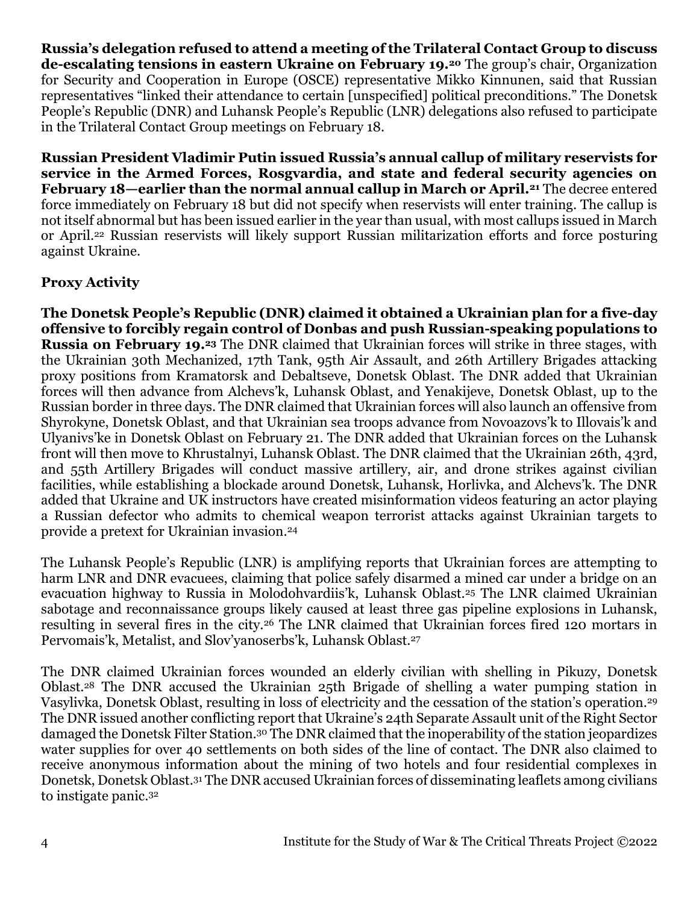**Russia's delegation refused to attend a meeting of the Trilateral Contact Group to discuss de-escalating tensions in eastern Ukraine on February 19.**[20] The group's chair, Organization for Security and Cooperation in Europe (OSCE) representative Mikko Kinnunen, said that Russian representatives "linked their attendance to certain [unspecified] political preconditions." The Donetsk People's Republic (DNR) and Luhansk People's Republic (LNR) delegations also refused to participate in the Trilateral Contact Group meetings on February 18.

**Russian President Vladimir Putin issued Russia's annual callup of military reservists for service in the Armed Forces, Rosgvardia, and state and federal security agencies on February 18—earlier than the normal annual callup in March or April.**[21] The decree entered force immediately on February 18 but did not specify when reservists will enter training. The callup is not itself abnormal but has been issued earlier in the year than usual, with most callups issued in March or April.[22] Russian reservists will likely support Russian militarization efforts and force posturing against Ukraine.

## Proxy Activity

**The Donetsk People's Republic (DNR) claimed it obtained a Ukrainian plan for a five-day offensive to forcibly regain control of Donbas and push Russian-speaking populations to Russia on February 19.**[23] The DNR claimed that Ukrainian forces will strike in three stages, with the Ukrainian 30th Mechanized, 17th Tank, 95th Air Assault, and 26th Artillery Brigades attacking proxy positions from Kramatorsk and Debaltseve, Donetsk Oblast. The DNR added that Ukrainian forces will then advance from Alchevs'k, Luhansk Oblast, and Yenakijeve, Donetsk Oblast, up to the Russian border in three days. The DNR claimed that Ukrainian forces will also launch an offensive from Shyrokyne, Donetsk Oblast, and that Ukrainian sea troops advance from Novoazovs'k to Illovais'k and Ulyanivs'ke in Donetsk Oblast on February 21. The DNR added that Ukrainian forces on the Luhansk front will then move to Khrustalnyi, Luhansk Oblast. The DNR claimed that the Ukrainian 26th, 43rd, and 55th Artillery Brigades will conduct massive artillery, air, and drone strikes against civilian facilities, while establishing a blockade around Donetsk, Luhansk, Horlivka, and Alchevs'k. The DNR added that Ukraine and UK instructors have created misinformation videos featuring an actor playing a Russian defector who admits to chemical weapon terrorist attacks against Ukrainian targets to provide a pretext for Ukrainian invasion.[24]

The Luhansk People's Republic (LNR) is amplifying reports that Ukrainian forces are attempting to harm LNR and DNR evacuees, claiming that police safely disarmed a mined car under a bridge on an evacuation highway to Russia in Molodohvardiis'k, Luhansk Oblast.[25] The LNR claimed Ukrainian sabotage and reconnaissance groups likely caused at least three gas pipeline explosions in Luhansk, resulting in several fires in the city.[26] The LNR claimed that Ukrainian forces fired 120 mortars in Pervomais'k, Metalist, and Slov'yanoserbs'k, Luhansk Oblast.[27]

The DNR claimed Ukrainian forces wounded an elderly civilian with shelling in Pikuzy, Donetsk Oblast.[28] The DNR accused the Ukrainian 25th Brigade of shelling a water pumping station in Vasylivka, Donetsk Oblast, resulting in loss of electricity and the cessation of the station's operation.[29] The DNR issued another conflicting report that Ukraine's 24th Separate Assault unit of the Right Sector damaged the Donetsk Filter Station.[30] The DNR claimed that the inoperability of the station jeopardizes water supplies for over 40 settlements on both sides of the line of contact. The DNR also claimed to receive anonymous information about the mining of two hotels and four residential complexes in Donetsk, Donetsk Oblast.[31] The DNR accused Ukrainian forces of disseminating leaflets among civilians to instigate panic.[32]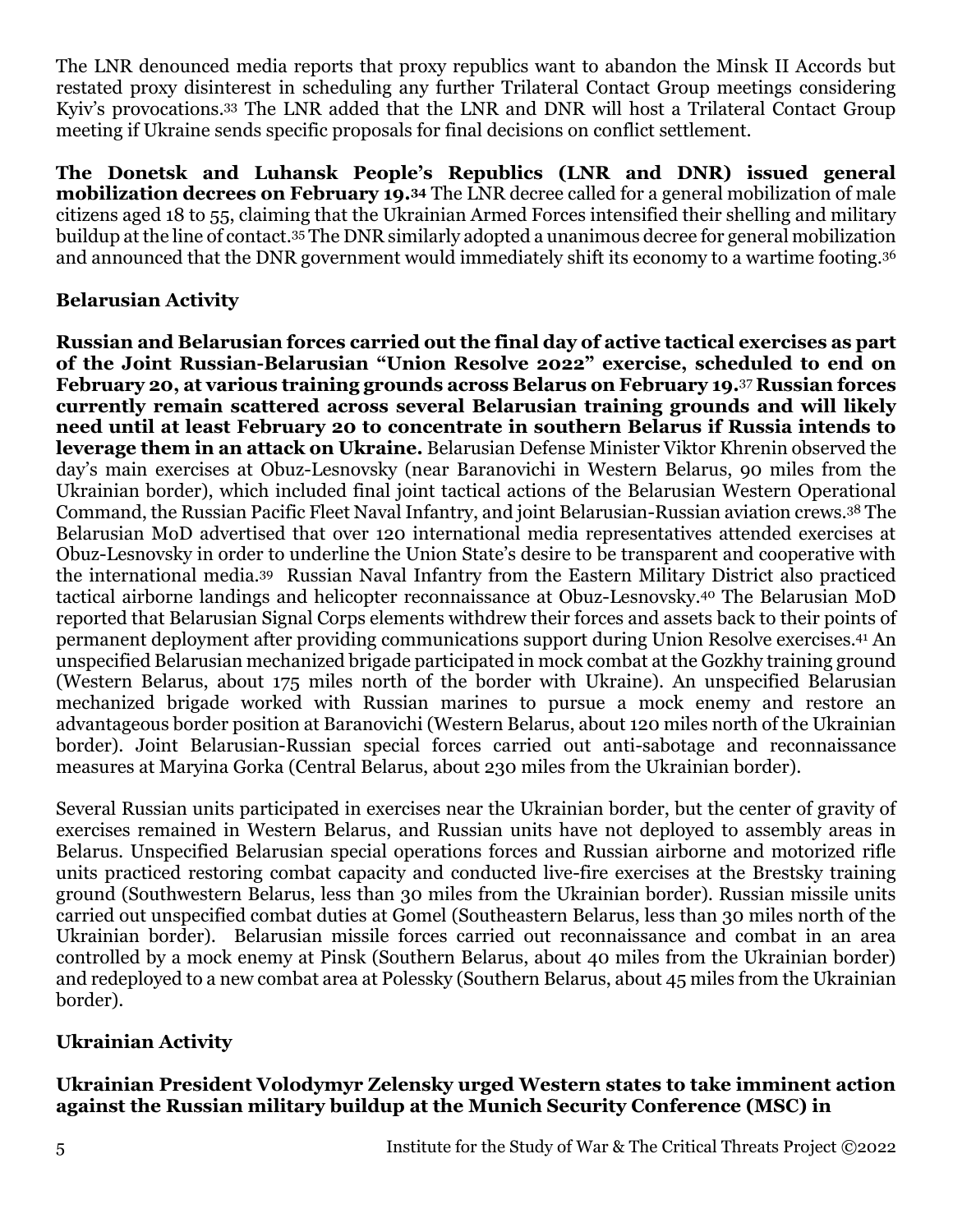The LNR denounced media reports that proxy republics want to abandon the Minsk II Accords but restated proxy disinterest in scheduling any further Trilateral Contact Group meetings considering Kyiv's provocations.[33] The LNR added that the LNR and DNR will host a Trilateral Contact Group meeting if Ukraine sends specific proposals for final decisions on conflict settlement.

**The Donetsk and Luhansk People's Republics (LNR and DNR) issued general mobilization decrees on February 19.[34]** The LNR decree called for a general mobilization of male citizens aged 18 to 55, claiming that the Ukrainian Armed Forces intensified their shelling and military buildup at the line of contact.[35] The DNR similarly adopted a unanimous decree for general mobilization and announced that the DNR government would immediately shift its economy to a wartime footing.[36]

### Belarusian Activity

**Russian and Belarusian forces carried out the final day of active tactical exercises as part of the Joint Russian-Belarusian "Union Resolve 2022" exercise, scheduled to end on February 20, at various training grounds across Belarus on February 19.[37] Russian forces currently remain scattered across several Belarusian training grounds and will likely need until at least February 20 to concentrate in southern Belarus if Russia intends to leverage them in an attack on Ukraine.** Belarusian Defense Minister Viktor Khrenin observed the day's main exercises at Obuz-Lesnovsky (near Baranovichi in Western Belarus, 90 miles from the Ukrainian border), which included final joint tactical actions of the Belarusian Western Operational Command, the Russian Pacific Fleet Naval Infantry, and joint Belarusian-Russian aviation crews.[38] The Belarusian MoD advertised that over 120 international media representatives attended exercises at Obuz-Lesnovsky in order to underline the Union State's desire to be transparent and cooperative with the international media.[39] Russian Naval Infantry from the Eastern Military District also practiced tactical airborne landings and helicopter reconnaissance at Obuz-Lesnovsky.[40] The Belarusian MoD reported that Belarusian Signal Corps elements withdrew their forces and assets back to their points of permanent deployment after providing communications support during Union Resolve exercises.[41] An unspecified Belarusian mechanized brigade participated in mock combat at the Gozkhy training ground (Western Belarus, about 175 miles north of the border with Ukraine). An unspecified Belarusian mechanized brigade worked with Russian marines to pursue a mock enemy and restore an advantageous border position at Baranovichi (Western Belarus, about 120 miles north of the Ukrainian border). Joint Belarusian-Russian special forces carried out anti-sabotage and reconnaissance measures at Maryina Gorka (Central Belarus, about 230 miles from the Ukrainian border).

Several Russian units participated in exercises near the Ukrainian border, but the center of gravity of exercises remained in Western Belarus, and Russian units have not deployed to assembly areas in Belarus. Unspecified Belarusian special operations forces and Russian airborne and motorized rifle units practiced restoring combat capacity and conducted live-fire exercises at the Brestsky training ground (Southwestern Belarus, less than 30 miles from the Ukrainian border). Russian missile units carried out unspecified combat duties at Gomel (Southeastern Belarus, less than 30 miles north of the Ukrainian border). Belarusian missile forces carried out reconnaissance and combat in an area controlled by a mock enemy at Pinsk (Southern Belarus, about 40 miles from the Ukrainian border) and redeployed to a new combat area at Polessky (Southern Belarus, about 45 miles from the Ukrainian border).

### Ukrainian Activity

**Ukrainian President Volodymyr Zelensky urged Western states to take imminent action against the Russian military buildup at the Munich Security Conference (MSC) in**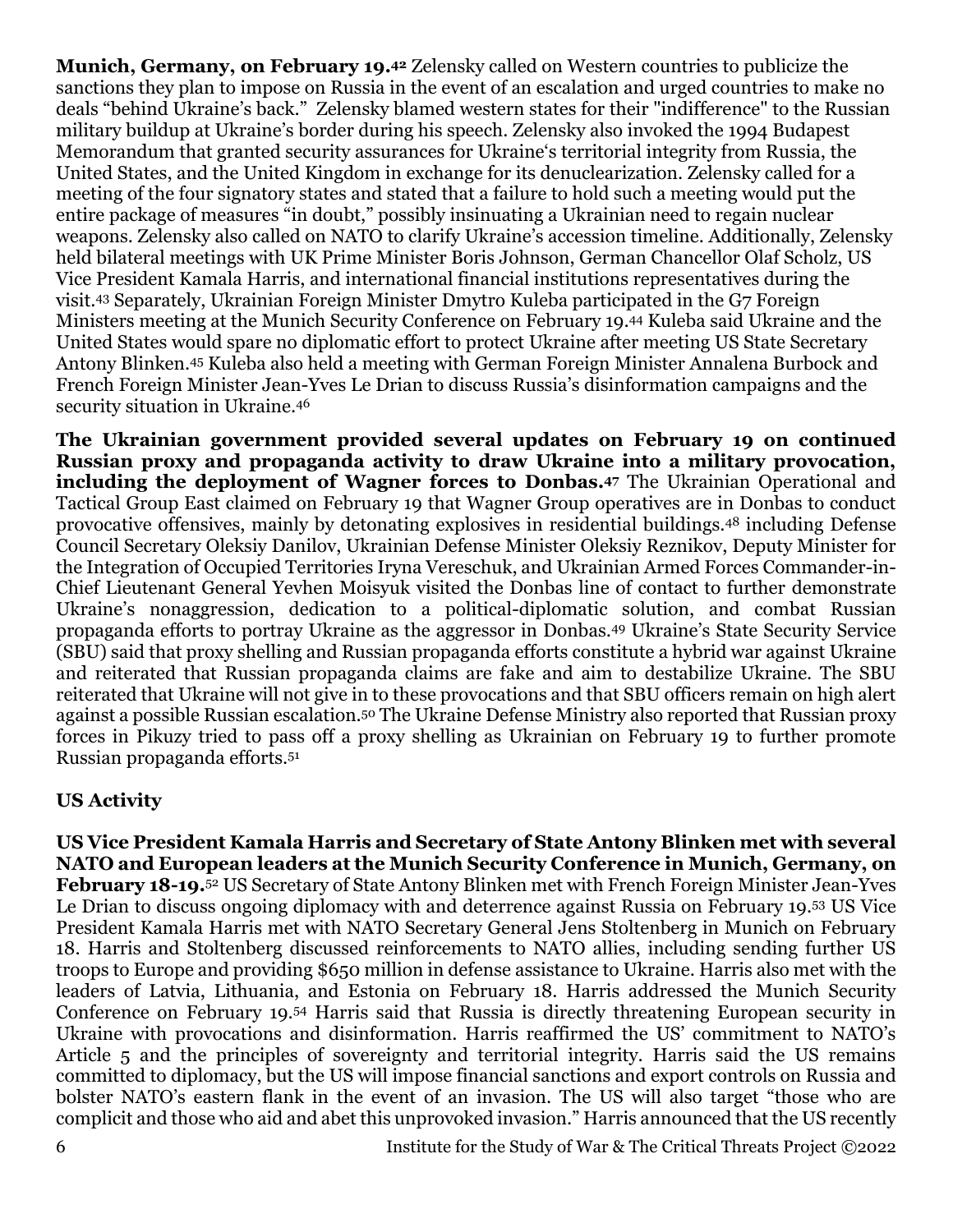**Munich, Germany, on February 19.**[42] Zelensky called on Western countries to publicize the sanctions they plan to impose on Russia in the event of an escalation and urged countries to make no deals "behind Ukraine's back." Zelensky blamed western states for their "indifference" to the Russian military buildup at Ukraine's border during his speech. Zelensky also invoked the 1994 Budapest Memorandum that granted security assurances for Ukraine's territorial integrity from Russia, the United States, and the United Kingdom in exchange for its denuclearization. Zelensky called for a meeting of the four signatory states and stated that a failure to hold such a meeting would put the entire package of measures "in doubt," possibly insinuating a Ukrainian need to regain nuclear weapons. Zelensky also called on NATO to clarify Ukraine's accession timeline. Additionally, Zelensky held bilateral meetings with UK Prime Minister Boris Johnson, German Chancellor Olaf Scholz, US Vice President Kamala Harris, and international financial institutions representatives during the visit.[43] Separately, Ukrainian Foreign Minister Dmytro Kuleba participated in the G7 Foreign Ministers meeting at the Munich Security Conference on February 19.[44] Kuleba said Ukraine and the United States would spare no diplomatic effort to protect Ukraine after meeting US State Secretary Antony Blinken.[45] Kuleba also held a meeting with German Foreign Minister Annalena Burbock and French Foreign Minister Jean-Yves Le Drian to discuss Russia's disinformation campaigns and the security situation in Ukraine.[46]

**The Ukrainian government provided several updates on February 19 on continued Russian proxy and propaganda activity to draw Ukraine into a military provocation, including the deployment of Wagner forces to Donbas.**[47] The Ukrainian Operational and Tactical Group East claimed on February 19 that Wagner Group operatives are in Donbas to conduct provocative offensives, mainly by detonating explosives in residential buildings.[48] including Defense Council Secretary Oleksiy Danilov, Ukrainian Defense Minister Oleksiy Reznikov, Deputy Minister for the Integration of Occupied Territories Iryna Vereschuk, and Ukrainian Armed Forces Commander-in-Chief Lieutenant General Yevhen Moisyuk visited the Donbas line of contact to further demonstrate Ukraine's nonaggression, dedication to a political-diplomatic solution, and combat Russian propaganda efforts to portray Ukraine as the aggressor in Donbas.[49] Ukraine's State Security Service (SBU) said that proxy shelling and Russian propaganda efforts constitute a hybrid war against Ukraine and reiterated that Russian propaganda claims are fake and aim to destabilize Ukraine. The SBU reiterated that Ukraine will not give in to these provocations and that SBU officers remain on high alert against a possible Russian escalation.[50] The Ukraine Defense Ministry also reported that Russian proxy forces in Pikuzy tried to pass off a proxy shelling as Ukrainian on February 19 to further promote Russian propaganda efforts.[51]

## US Activity

**US Vice President Kamala Harris and Secretary of State Antony Blinken met with several NATO and European leaders at the Munich Security Conference in Munich, Germany, on February 18-19.**[52] US Secretary of State Antony Blinken met with French Foreign Minister Jean-Yves Le Drian to discuss ongoing diplomacy with and deterrence against Russia on February 19.[53] US Vice President Kamala Harris met with NATO Secretary General Jens Stoltenberg in Munich on February 18. Harris and Stoltenberg discussed reinforcements to NATO allies, including sending further US troops to Europe and providing $650 million in defense assistance to Ukraine. Harris also met with the leaders of Latvia, Lithuania, and Estonia on February 18. Harris addressed the Munich Security Conference on February 19.[54] Harris said that Russia is directly threatening European security in Ukraine with provocations and disinformation. Harris reaffirmed the US' commitment to NATO's Article 5 and the principles of sovereignty and territorial integrity. Harris said the US remains committed to diplomacy, but the US will impose financial sanctions and export controls on Russia and bolster NATO's eastern flank in the event of an invasion. The US will also target "those who are complicit and those who aid and abet this unprovoked invasion." Harris announced that the US recently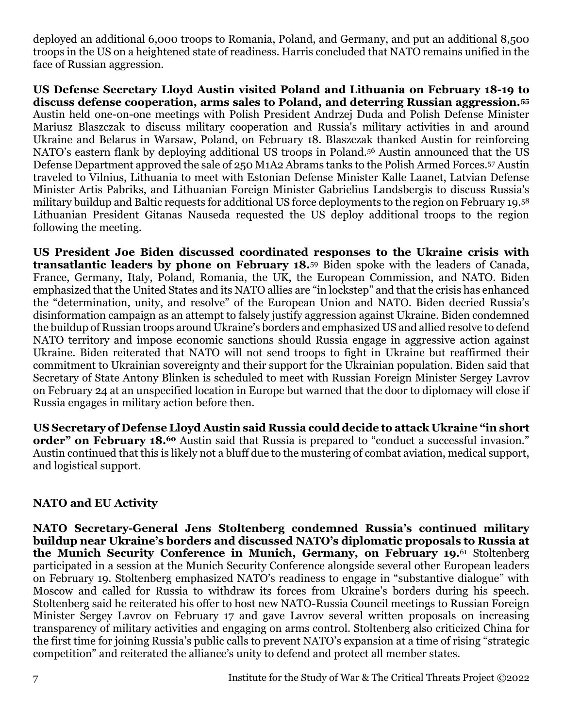deployed an additional 6,000 troops to Romania, Poland, and Germany, and put an additional 8,500 troops in the US on a heightened state of readiness. Harris concluded that NATO remains unified in the face of Russian aggression.

**US Defense Secretary Lloyd Austin visited Poland and Lithuania on February 18-19 to discuss defense cooperation, arms sales to Poland, and deterring Russian aggression.**[55] Austin held one-on-one meetings with Polish President Andrzej Duda and Polish Defense Minister Mariusz Blaszczak to discuss military cooperation and Russia's military activities in and around Ukraine and Belarus in Warsaw, Poland, on February 18. Blaszczak thanked Austin for reinforcing NATO's eastern flank by deploying additional US troops in Poland.[56] Austin announced that the US Defense Department approved the sale of 250 M1A2 Abrams tanks to the Polish Armed Forces.[57] Austin traveled to Vilnius, Lithuania to meet with Estonian Defense Minister Kalle Laanet, Latvian Defense Minister Artis Pabriks, and Lithuanian Foreign Minister Gabrielius Landsbergis to discuss Russia's military buildup and Baltic requests for additional US force deployments to the region on February 19.[58] Lithuanian President Gitanas Nauseda requested the US deploy additional troops to the region following the meeting.

**US President Joe Biden discussed coordinated responses to the Ukraine crisis with transatlantic leaders by phone on February 18.**[59] Biden spoke with the leaders of Canada, France, Germany, Italy, Poland, Romania, the UK, the European Commission, and NATO. Biden emphasized that the United States and its NATO allies are "in lockstep" and that the crisis has enhanced the "determination, unity, and resolve" of the European Union and NATO. Biden decried Russia's disinformation campaign as an attempt to falsely justify aggression against Ukraine. Biden condemned the buildup of Russian troops around Ukraine's borders and emphasized US and allied resolve to defend NATO territory and impose economic sanctions should Russia engage in aggressive action against Ukraine. Biden reiterated that NATO will not send troops to fight in Ukraine but reaffirmed their commitment to Ukrainian sovereignty and their support for the Ukrainian population. Biden said that Secretary of State Antony Blinken is scheduled to meet with Russian Foreign Minister Sergey Lavrov on February 24 at an unspecified location in Europe but warned that the door to diplomacy will close if Russia engages in military action before then.

**US Secretary of Defense Lloyd Austin said Russia could decide to attack Ukraine "in short order" on February 18.**[60] Austin said that Russia is prepared to "conduct a successful invasion." Austin continued that this is likely not a bluff due to the mustering of combat aviation, medical support, and logistical support.

## NATO and EU Activity

**NATO Secretary-General Jens Stoltenberg condemned Russia's continued military buildup near Ukraine's borders and discussed NATO's diplomatic proposals to Russia at the Munich Security Conference in Munich, Germany, on February 19.**[61] Stoltenberg participated in a session at the Munich Security Conference alongside several other European leaders on February 19. Stoltenberg emphasized NATO's readiness to engage in "substantive dialogue" with Moscow and called for Russia to withdraw its forces from Ukraine's borders during his speech. Stoltenberg said he reiterated his offer to host new NATO-Russia Council meetings to Russian Foreign Minister Sergey Lavrov on February 17 and gave Lavrov several written proposals on increasing transparency of military activities and engaging on arms control. Stoltenberg also criticized China for the first time for joining Russia's public calls to prevent NATO's expansion at a time of rising "strategic competition" and reiterated the alliance's unity to defend and protect all member states.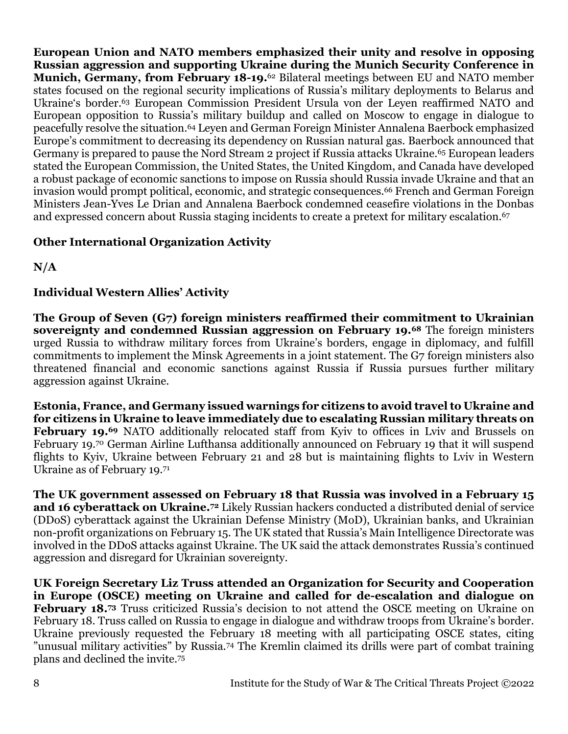**European Union and NATO members emphasized their unity and resolve in opposing Russian aggression and supporting Ukraine during the Munich Security Conference in Munich, Germany, from February 18-19.**[62] Bilateral meetings between EU and NATO member states focused on the regional security implications of Russia's military deployments to Belarus and Ukraine's border.[63] European Commission President Ursula von der Leyen reaffirmed NATO and European opposition to Russia's military buildup and called on Moscow to engage in dialogue to peacefully resolve the situation.[64] Leyen and German Foreign Minister Annalena Baerbock emphasized Europe's commitment to decreasing its dependency on Russian natural gas. Baerbock announced that Germany is prepared to pause the Nord Stream 2 project if Russia attacks Ukraine.[65] European leaders stated the European Commission, the United States, the United Kingdom, and Canada have developed a robust package of economic sanctions to impose on Russia should Russia invade Ukraine and that an invasion would prompt political, economic, and strategic consequences.[66] French and German Foreign Ministers Jean-Yves Le Drian and Annalena Baerbock condemned ceasefire violations in the Donbas and expressed concern about Russia staging incidents to create a pretext for military escalation.[67]

**Other International Organization Activity**

**N/A**

**Individual Western Allies' Activity**

**The Group of Seven (G7) foreign ministers reaffirmed their commitment to Ukrainian sovereignty and condemned Russian aggression on February 19.[68]** The foreign ministers urged Russia to withdraw military forces from Ukraine's borders, engage in diplomacy, and fulfill commitments to implement the Minsk Agreements in a joint statement. The G7 foreign ministers also threatened financial and economic sanctions against Russia if Russia pursues further military aggression against Ukraine.

**Estonia, France, and Germany issued warnings for citizens to avoid travel to Ukraine and for citizens in Ukraine to leave immediately due to escalating Russian military threats on February 19.[69]** NATO additionally relocated staff from Kyiv to offices in Lviv and Brussels on February 19.[70] German Airline Lufthansa additionally announced on February 19 that it will suspend flights to Kyiv, Ukraine between February 21 and 28 but is maintaining flights to Lviv in Western Ukraine as of February 19.[71]

**The UK government assessed on February 18 that Russia was involved in a February 15 and 16 cyberattack on Ukraine.[72]** Likely Russian hackers conducted a distributed denial of service (DDoS) cyberattack against the Ukrainian Defense Ministry (MoD), Ukrainian banks, and Ukrainian non-profit organizations on February 15. The UK stated that Russia's Main Intelligence Directorate was involved in the DDoS attacks against Ukraine. The UK said the attack demonstrates Russia's continued aggression and disregard for Ukrainian sovereignty.

**UK Foreign Secretary Liz Truss attended an Organization for Security and Cooperation in Europe (OSCE) meeting on Ukraine and called for de-escalation and dialogue on February 18.[73]** Truss criticized Russia's decision to not attend the OSCE meeting on Ukraine on February 18. Truss called on Russia to engage in dialogue and withdraw troops from Ukraine's border. Ukraine previously requested the February 18 meeting with all participating OSCE states, citing "unusual military activities" by Russia.[74] The Kremlin claimed its drills were part of combat training plans and declined the invite.[75]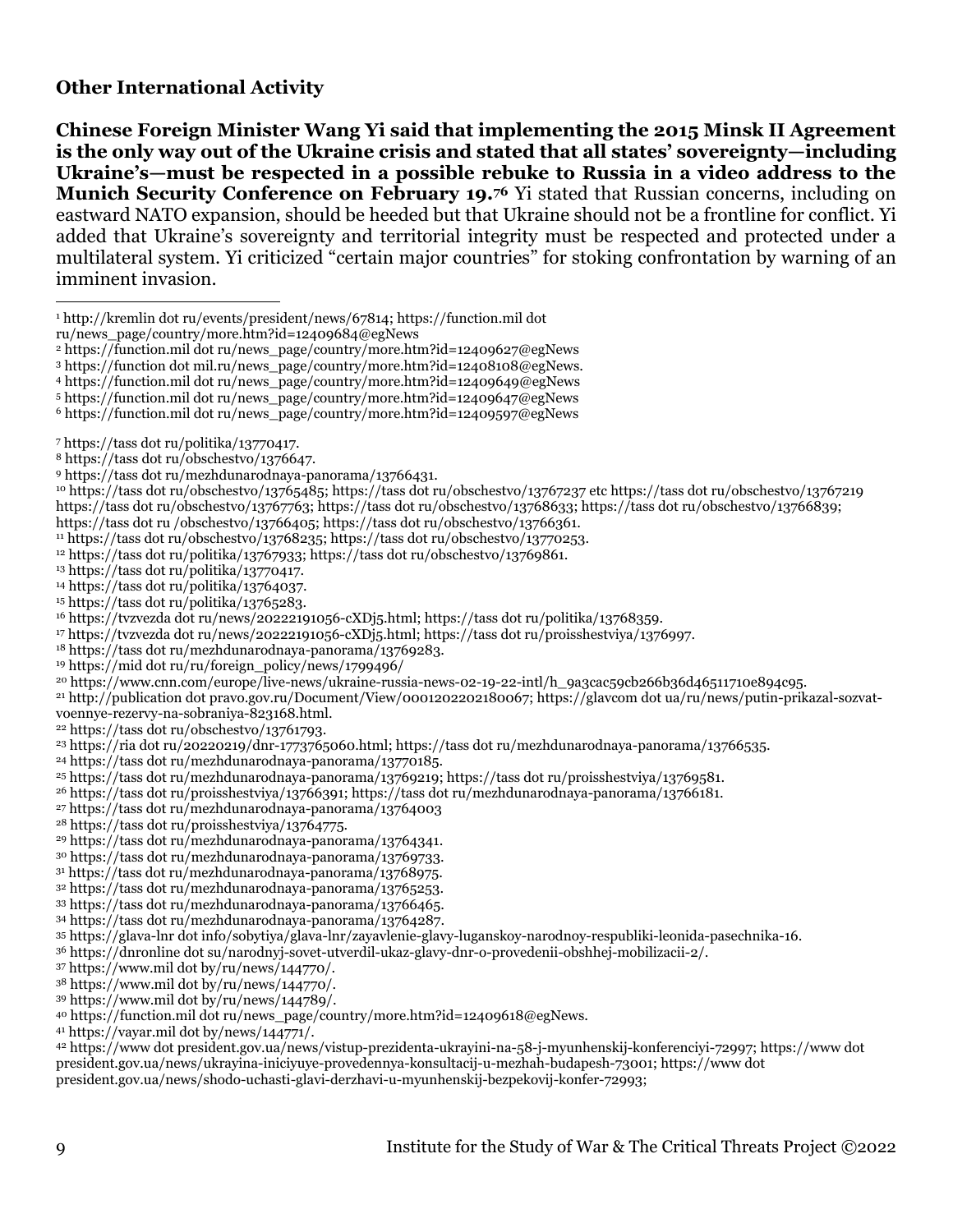**Other International Activity**

**Chinese Foreign Minister Wang Yi said that implementing the 2015 Minsk II Agreement is the only way out of the Ukraine crisis and stated that all states' sovereignty—including Ukraine's—must be respected in a possible rebuke to Russia in a video address to the Munich Security Conference on February 19.[76]** Yi stated that Russian concerns, including on eastward NATO expansion, should be heeded but that Ukraine should not be a frontline for conflict. Yi added that Ukraine's sovereignty and territorial integrity must be respected and protected under a multilateral system. Yi criticized "certain major countries" for stoking confrontation by warning of an imminent invasion.

---

[1] http://kremlin dot ru/events/president/news/67814; https://function.mil dot ru/news_page/country/more.htm?id=12409684@egNews

[2] https://function.mil dot ru/news_page/country/more.htm?id=12409627@egNews

[3] https://function dot mil.ru/news_page/country/more.htm?id=12408108@egNews.

[4] https://function.mil dot ru/news_page/country/more.htm?id=12409649@egNews

[5] https://function.mil dot ru/news_page/country/more.htm?id=12409647@egNews

[6] https://function.mil dot ru/news_page/country/more.htm?id=12409597@egNews

[7] https://tass dot ru/politika/13770417.

[8] https://tass dot ru/obschestvo/1376647.

[9] https://tass dot ru/mezhdunarodnaya-panorama/13766431.

[10] https://tass dot ru/obschestvo/13765485; https://tass dot ru/obschestvo/13767237 etc https://tass dot ru/obschestvo/13767219 https://tass dot ru/obschestvo/13767763; https://tass dot ru/obschestvo/13768633; https://tass dot ru/obschestvo/13766839; https://tass dot ru /obschestvo/13766405; https://tass dot ru/obschestvo/13766361.

[11] https://tass dot ru/obschestvo/13768235; https://tass dot ru/obschestvo/13770253.

[12] https://tass dot ru/politika/13767933; https://tass dot ru/obschestvo/13769861.

[13] https://tass dot ru/politika/13770417.

[14] https://tass dot ru/politika/13764037.

[15] https://tass dot ru/politika/13765283.

[16] https://tvzvezda dot ru/news/20222191056-cXDj5.html; https://tass dot ru/politika/13768359.

[17] https://tvzvezda dot ru/news/20222191056-cXDj5.html; https://tass dot ru/proisshestviya/1376997.

[18] https://tass dot ru/mezhdunarodnaya-panorama/13769283.

[19] https://mid dot ru/ru/foreign_policy/news/1799496/

[20] https://www.cnn.com/europe/live-news/ukraine-russia-news-02-19-22-intl/h_9a3cac59cb266b36d46511710e894c95.

[21] http://publication dot pravo.gov.ru/Document/View/0001202202180067; https://glavcom dot ua/ru/news/putin-prikazal-sozvat-voennye-rezervy-na-sobraniya-823168.html.

[22] https://tass dot ru/obschestvo/13761793.

[23] https://ria dot ru/20220219/dnr-1773765060.html; https://tass dot ru/mezhdunarodnaya-panorama/13766535.

[24] https://tass dot ru/mezhdunarodnaya-panorama/13770185.

[25] https://tass dot ru/mezhdunarodnaya-panorama/13769219; https://tass dot ru/proisshestviya/13769581.

[26] https://tass dot ru/proisshestviya/13766391; https://tass dot ru/mezhdunarodnaya-panorama/13766181.

[27] https://tass dot ru/mezhdunarodnaya-panorama/13764003

[28] https://tass dot ru/proisshestviya/13764775.

[29] https://tass dot ru/mezhdunarodnaya-panorama/13764341.

[30] https://tass dot ru/mezhdunarodnaya-panorama/13769733.

[31] https://tass dot ru/mezhdunarodnaya-panorama/13768975.

[32] https://tass dot ru/mezhdunarodnaya-panorama/13765253.

[33] https://tass dot ru/mezhdunarodnaya-panorama/13766465.

[34] https://tass dot ru/mezhdunarodnaya-panorama/13764287.

[35] https://glava-lnr dot info/sobytiya/glava-lnr/zayavlenie-glavy-luganskoy-narodnoy-respubliki-leonida-pasechnika-16.

[36] https://dnronline dot su/narodnyj-sovet-utverdil-ukaz-glavy-dnr-o-provedenii-obshhej-mobilizacii-2/.

[37] https://www.mil dot by/ru/news/144770/.

[38] https://www.mil dot by/ru/news/144770/.

[39] https://www.mil dot by/ru/news/144789/.

[40] https://function.mil dot ru/news_page/country/more.htm?id=12409618@egNews.

[41] https://vayar.mil dot by/news/144771/.

[42] https://www dot president.gov.ua/news/vistup-prezidenta-ukrayini-na-58-j-myunhenskij-konferenciyi-72997; https://www dot president.gov.ua/news/ukrayina-iniciyuye-provedennya-konsultacij-u-mezhah-budapesh-73001; https://www dot president.gov.ua/news/shodo-uchasti-glavi-derzhavi-u-myunhenskij-bezpekovij-konfer-72993;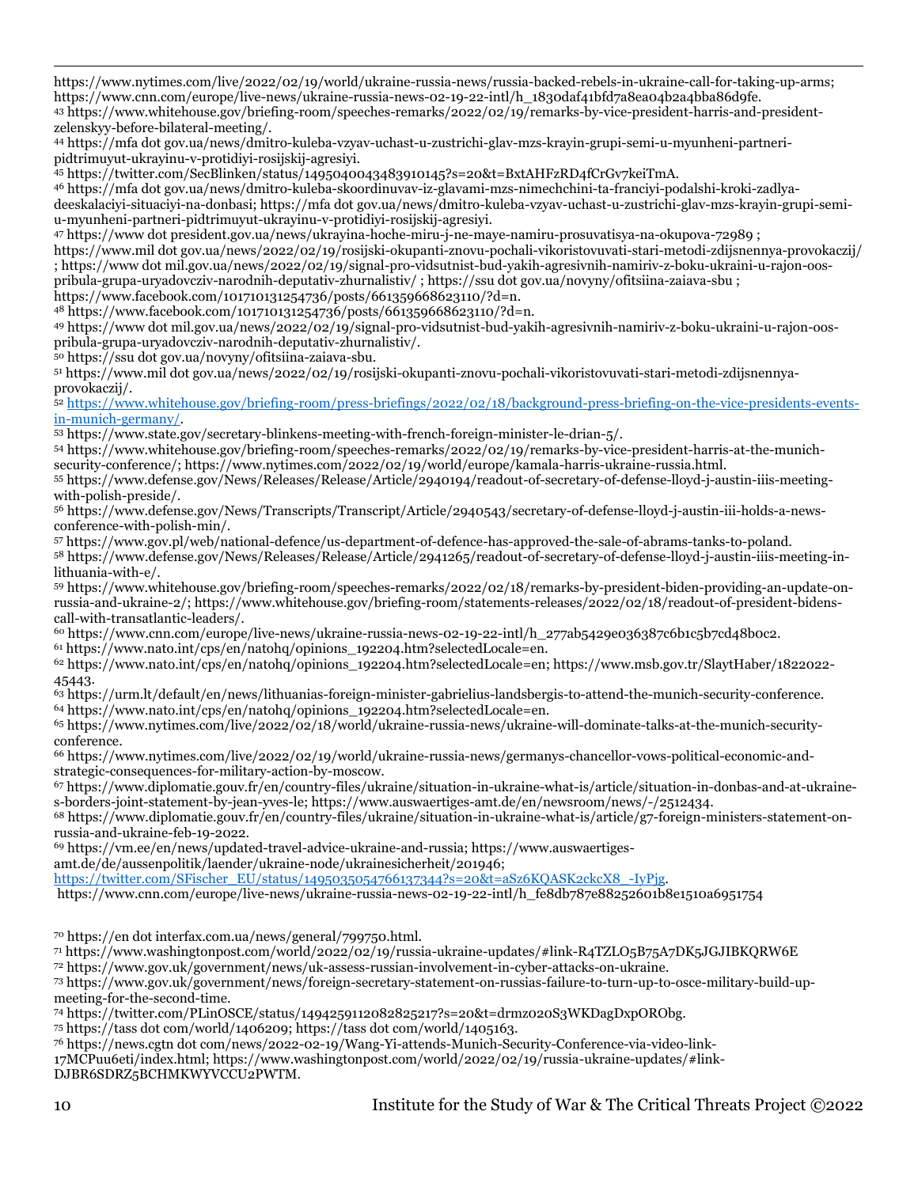https://www.nytimes.com/live/2022/02/19/world/ukraine-russia-news/russia-backed-rebels-in-ukraine-call-for-taking-up-arms; https://www.cnn.com/europe/live-news/ukraine-russia-news-02-19-22-intl/h_1830daf41bfd7a8ea04b2a4bba86d9fe.

[43] https://www.whitehouse.gov/briefing-room/speeches-remarks/2022/02/19/remarks-by-vice-president-harris-and-president-zelenskyy-before-bilateral-meeting/.

[44] https://mfa dot gov.ua/news/dmitro-kuleba-vzyav-uchast-u-zustrichi-glav-mzs-krayin-grupi-semi-u-myunheni-partneri-pidtrimuyut-ukrayinu-v-protidiyi-rosijskij-agresiyi.

[45] https://twitter.com/SecBlinken/status/1495040043483910145?s=20&t=BxtAHFzRD4fCrGv7keiTmA.

[46] https://mfa dot gov.ua/news/dmitro-kuleba-skoordinuvav-iz-glavami-mzs-nimechchini-ta-franciyi-podalshi-kroki-zadlya-deeskalaciyi-situaciyi-na-donbasi; https://mfa dot gov.ua/news/dmitro-kuleba-vzyav-uchast-u-zustrichi-glav-mzs-krayin-grupi-semi-u-myunheni-partneri-pidtrimuyut-ukrayinu-v-protidiyi-rosijskij-agresiyi.

[47] https://www dot president.gov.ua/news/ukrayina-hoche-miru-j-ne-maye-namiru-prosuvatisya-na-okupova-72989 ; https://www.mil dot gov.ua/news/2022/02/19/rosijski-okupanti-znovu-pochali-vikoristovuvati-stari-metodi-zdijsnennya-provokaczij/ ; https://www dot mil.gov.ua/news/2022/02/19/signal-pro-vidsutnist-bud-yakih-agresivnih-namiriv-z-boku-ukraini-u-rajon-oos-pribula-grupa-uryadovcziv-narodnih-deputativ-zhurnalistiv/ ; https://ssu dot gov.ua/novyny/ofitsiina-zaiava-sbu ; https://www.facebook.com/101710131254736/posts/661359668623110/?d=n.

[48] https://www.facebook.com/101710131254736/posts/661359668623110/?d=n.

[49] https://www dot mil.gov.ua/news/2022/02/19/signal-pro-vidsutnist-bud-yakih-agresivnih-namiriv-z-boku-ukraini-u-rajon-oos-pribula-grupa-uryadovcziv-narodnih-deputativ-zhurnalistiv/.

[50] https://ssu dot gov.ua/novyny/ofitsiina-zaiava-sbu.

[51] https://www.mil dot gov.ua/news/2022/02/19/rosijski-okupanti-znovu-pochali-vikoristovuvati-stari-metodi-zdijsnennya-provokaczij/.

[52] https://www.whitehouse.gov/briefing-room/press-briefings/2022/02/18/background-press-briefing-on-the-vice-presidents-events-in-munich-germany/.

[53] https://www.state.gov/secretary-blinkens-meeting-with-french-foreign-minister-le-drian-5/.

[54] https://www.whitehouse.gov/briefing-room/speeches-remarks/2022/02/19/remarks-by-vice-president-harris-at-the-munich-security-conference/; https://www.nytimes.com/2022/02/19/world/europe/kamala-harris-ukraine-russia.html.

[55] https://www.defense.gov/News/Releases/Release/Article/2940194/readout-of-secretary-of-defense-lloyd-j-austin-iiis-meeting-with-polish-preside/.

[56] https://www.defense.gov/News/Transcripts/Transcript/Article/2940543/secretary-of-defense-lloyd-j-austin-iii-holds-a-news-conference-with-polish-min/.

[57] https://www.gov.pl/web/national-defence/us-department-of-defence-has-approved-the-sale-of-abrams-tanks-to-poland.

[58] https://www.defense.gov/News/Releases/Release/Article/2941265/readout-of-secretary-of-defense-lloyd-j-austin-iiis-meeting-in-lithuania-with-e/.

[59] https://www.whitehouse.gov/briefing-room/speeches-remarks/2022/02/18/remarks-by-president-biden-providing-an-update-on-russia-and-ukraine-2/; https://www.whitehouse.gov/briefing-room/statements-releases/2022/02/18/readout-of-president-bidens-call-with-transatlantic-leaders/.

[60] https://www.cnn.com/europe/live-news/ukraine-russia-news-02-19-22-intl/h_277ab5429e036387c6b1c5b7cd48b0c2.

[61] https://www.nato.int/cps/en/natohq/opinions_192204.htm?selectedLocale=en.

[62] https://www.nato.int/cps/en/natohq/opinions_192204.htm?selectedLocale=en; https://www.msb.gov.tr/SlaytHaber/1822022-45443.

[63] https://urm.lt/default/en/news/lithuanias-foreign-minister-gabrielius-landsbergis-to-attend-the-munich-security-conference.

[64] https://www.nato.int/cps/en/natohq/opinions_192204.htm?selectedLocale=en.

[65] https://www.nytimes.com/live/2022/02/18/world/ukraine-russia-news/ukraine-will-dominate-talks-at-the-munich-security-conference.

[66] https://www.nytimes.com/live/2022/02/19/world/ukraine-russia-news/germanys-chancellor-vows-political-economic-and-strategic-consequences-for-military-action-by-moscow.

[67] https://www.diplomatie.gouv.fr/en/country-files/ukraine/situation-in-ukraine-what-is/article/situation-in-donbas-and-at-ukraine-s-borders-joint-statement-by-jean-yves-le; https://www.auswaertiges-amt.de/en/newsroom/news/-/2512434.

[68] https://www.diplomatie.gouv.fr/en/country-files/ukraine/situation-in-ukraine-what-is/article/g7-foreign-ministers-statement-on-russia-and-ukraine-feb-19-2022.

[69] https://vm.ee/en/news/updated-travel-advice-ukraine-and-russia; https://www.auswaertiges-amt.de/de/aussenpolitik/laender/ukraine-node/ukrainesicherheit/201946; https://twitter.com/SFischer_EU/status/1495035054766137344?s=20&t=aSz6KQASK2ckcX8_-IyPjg.
https://www.cnn.com/europe/live-news/ukraine-russia-news-02-19-22-intl/h_fe8db787e88252601b8e1510a6951754

[70] https://en dot interfax.com.ua/news/general/799750.html.

[71] https://www.washingtonpost.com/world/2022/02/19/russia-ukraine-updates/#link-R4TZLO5B75A7DK5JGJIBKQRW6E

[72] https://www.gov.uk/government/news/uk-assess-russian-involvement-in-cyber-attacks-on-ukraine.

[73] https://www.gov.uk/government/news/foreign-secretary-statement-on-russias-failure-to-turn-up-to-osce-military-build-up-meeting-for-the-second-time.

[74] https://twitter.com/PLinOSCE/status/1494259112082825217?s=20&t=drmz020S3WKDagDxpORObg.

[75] https://tass dot com/world/1406209; https://tass dot com/world/1405163.

[76] https://news.cgtn dot com/news/2022-02-19/Wang-Yi-attends-Munich-Security-Conference-via-video-link-17MCPuu6eti/index.html; https://www.washingtonpost.com/world/2022/02/19/russia-ukraine-updates/#link-DJBR6SDRZ5BCHMKWYVCCU2PWTM.

Institute for the Study of War & The Critical Threats Project ©2022